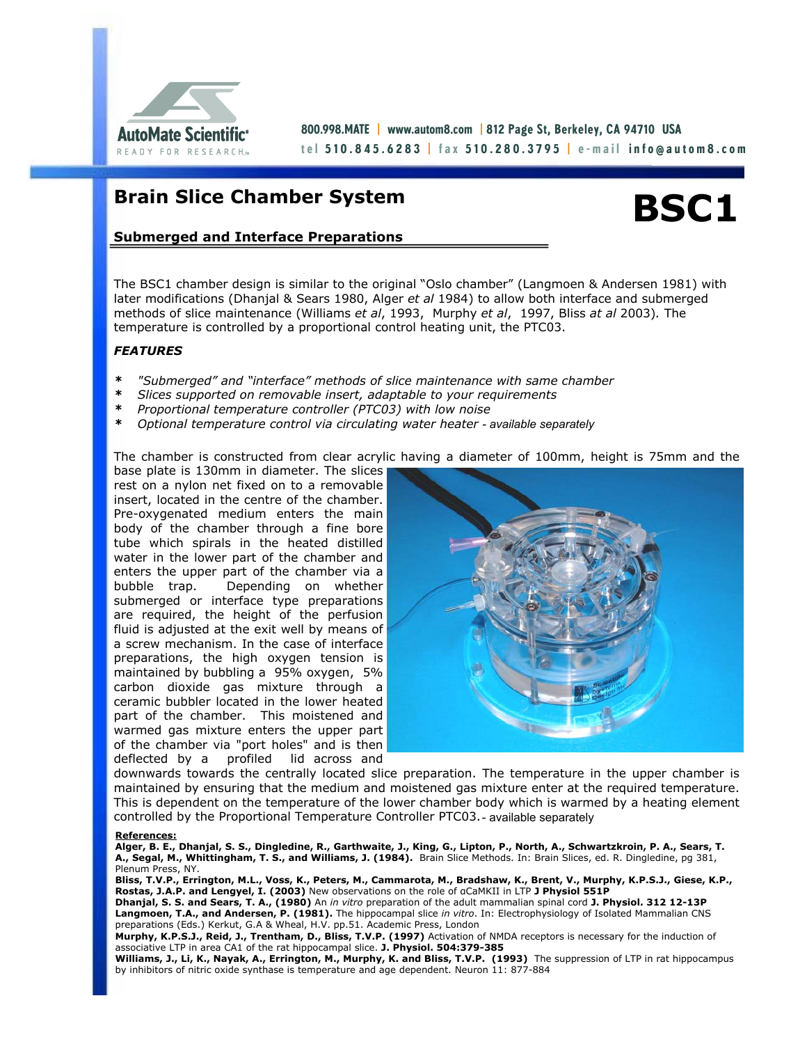AutoMate Scientific®
READY FOR RESEARCH™

800.998.MATE | www.autom8.com | 812 Page St, Berkeley, CA 94710 USA
tel 510.845.6283 | fax 510.280.3795 | e-mail info@autom8.com

# Brain Slice Chamber System

# BSC1

## Submerged and Interface Preparations

The BSC1 chamber design is similar to the original "Oslo chamber" (Langmoen & Andersen 1981) with later modifications (Dhanjal & Sears 1980, Alger *et al* 1984) to allow both interface and submerged methods of slice maintenance (Williams *et al*, 1993, Murphy *et al*, 1997, Bliss *at al* 2003). The temperature is controlled by a proportional control heating unit, the PTC03.

### *FEATURES*

- *"Submerged" and "interface" methods of slice maintenance with same chamber*
- *Slices supported on removable insert, adaptable to your requirements*
- *Proportional temperature controller (PTC03) with low noise*
- *Optional temperature control via circulating water heater* - *available separately*

The chamber is constructed from clear acrylic having a diameter of 100mm, height is 75mm and the base plate is 130mm in diameter. The slices rest on a nylon net fixed on to a removable insert, located in the centre of the chamber. Pre-oxygenated medium enters the main body of the chamber through a fine bore tube which spirals in the heated distilled water in the lower part of the chamber and enters the upper part of the chamber via a bubble trap. Depending on whether submerged or interface type preparations are required, the height of the perfusion fluid is adjusted at the exit well by means of a screw mechanism. In the case of interface preparations, the high oxygen tension is maintained by bubbling a 95% oxygen, 5% carbon dioxide gas mixture through a ceramic bubbler located in the lower heated part of the chamber. This moistened and warmed gas mixture enters the upper part of the chamber via "port holes" and is then deflected by a profiled lid across and downwards towards the centrally located slice preparation. The temperature in the upper chamber is maintained by ensuring that the medium and moistened gas mixture enter at the required temperature. This is dependent on the temperature of the lower chamber body which is warmed by a heating element controlled by the Proportional Temperature Controller PTC03. - available separately

**References:**

**Alger, B. E., Dhanjal, S. S., Dingledine, R., Garthwaite, J., King, G., Lipton, P., North, A., Schwartzkroin, P. A., Sears, T. A., Segal, M., Whittingham, T. S., and Williams, J. (1984).** Brain Slice Methods. In: Brain Slices, ed. R. Dingledine, pg 381, Plenum Press, NY.

**Bliss, T.V.P., Errington, M.L., Voss, K., Peters, M., Cammarota, M., Bradshaw, K., Brent, V., Murphy, K.P.S.J., Giese, K.P., Rostas, J.A.P. and Lengyel, I. (2003)** New observations on the role of αCaMKII in LTP **J Physiol 551P**

**Dhanjal, S. S. and Sears, T. A., (1980)** An *in vitro* preparation of the adult mammalian spinal cord **J. Physiol. 312 12-13P**

**Langmoen, T.A., and Andersen, P. (1981).** The hippocampal slice *in vitro*. In: Electrophysiology of Isolated Mammalian CNS preparations (Eds.) Kerkut, G.A & Wheal, H.V. pp.51. Academic Press, London

**Murphy, K.P.S.J., Reid, J., Trentham, D., Bliss, T.V.P. (1997)** Activation of NMDA receptors is necessary for the induction of associative LTP in area CA1 of the rat hippocampal slice. **J. Physiol. 504:379-385**

**Williams, J., Li, K., Nayak, A., Errington, M., Murphy, K. and Bliss, T.V.P. (1993)** The suppression of LTP in rat hippocampus by inhibitors of nitric oxide synthase is temperature and age dependent. Neuron 11: 877-884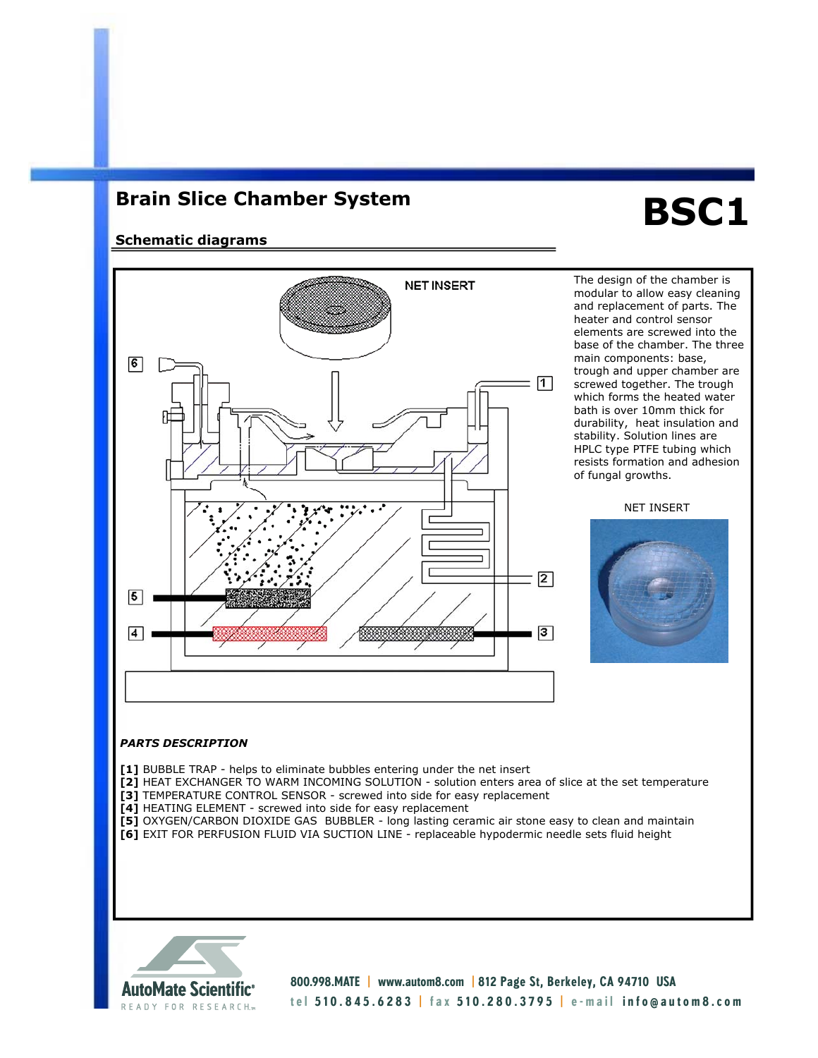# Brain Slice Chamber System

# BSC1

## Schematic diagrams

NET INSERT

6

1

2

5

4

3

The design of the chamber is modular to allow easy cleaning and replacement of parts. The heater and control sensor elements are screwed into the base of the chamber. The three main components: base, trough and upper chamber are screwed together. The trough which forms the heated water bath is over 10mm thick for durability, heat insulation and stability. Solution lines are HPLC type PTFE tubing which resists formation and adhesion of fungal growths.

NET INSERT

***PARTS DESCRIPTION***

**[1]** BUBBLE TRAP - helps to eliminate bubbles entering under the net insert
**[2]** HEAT EXCHANGER TO WARM INCOMING SOLUTION - solution enters area of slice at the set temperature
**[3]** TEMPERATURE CONTROL SENSOR - screwed into side for easy replacement
**[4]** HEATING ELEMENT - screwed into side for easy replacement
**[5]** OXYGEN/CARBON DIOXIDE GAS BUBBLER - long lasting ceramic air stone easy to clean and maintain
**[6]** EXIT FOR PERFUSION FLUID VIA SUCTION LINE - replaceable hypodermic needle sets fluid height

AutoMate Scientific®
READY FOR RESEARCH™

800.998.MATE | www.autom8.com | 812 Page St, Berkeley, CA 94710 USA
tel 510.845.6283 | fax 510.280.3795 | e-mail info@autom8.com